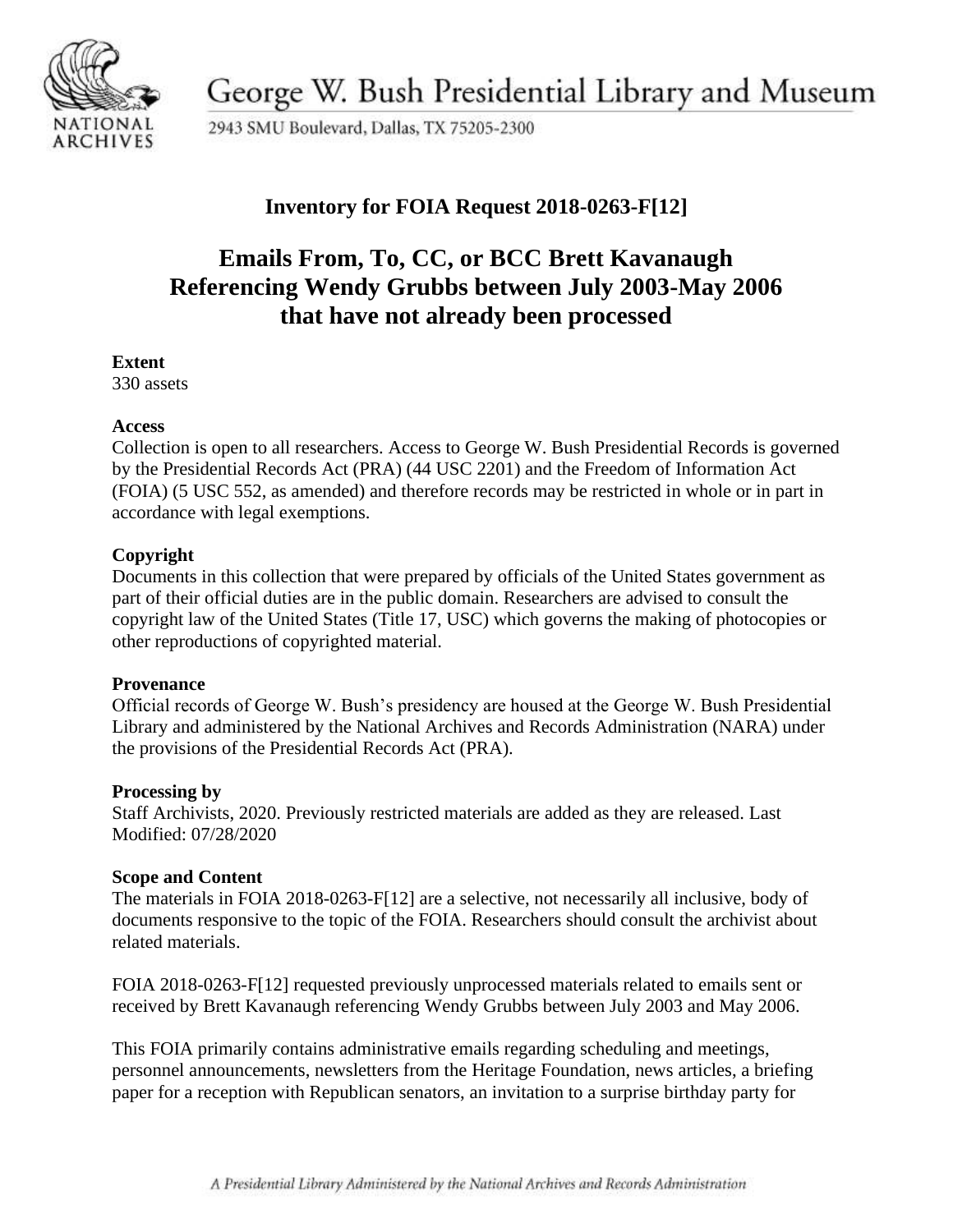George W. Bush Presidential Library and Museum

2943 SMU Boulevard, Dallas, TX 75205-2300

## Inventory for FOIA Request 2018-0263-F[12]

# Emails From, To, CC, or BCC Brett Kavanaugh Referencing Wendy Grubbs between July 2003-May 2006 that have not already been processed

**Extent**

330 assets

**Access**

Collection is open to all researchers. Access to George W. Bush Presidential Records is governed by the Presidential Records Act (PRA) (44 USC 2201) and the Freedom of Information Act (FOIA) (5 USC 552, as amended) and therefore records may be restricted in whole or in part in accordance with legal exemptions.

**Copyright**

Documents in this collection that were prepared by officials of the United States government as part of their official duties are in the public domain. Researchers are advised to consult the copyright law of the United States (Title 17, USC) which governs the making of photocopies or other reproductions of copyrighted material.

**Provenance**

Official records of George W. Bush's presidency are housed at the George W. Bush Presidential Library and administered by the National Archives and Records Administration (NARA) under the provisions of the Presidential Records Act (PRA).

**Processing by**

Staff Archivists, 2020. Previously restricted materials are added as they are released. Last Modified: 07/28/2020

**Scope and Content**

The materials in FOIA 2018-0263-F[12] are a selective, not necessarily all inclusive, body of documents responsive to the topic of the FOIA. Researchers should consult the archivist about related materials.

FOIA 2018-0263-F[12] requested previously unprocessed materials related to emails sent or received by Brett Kavanaugh referencing Wendy Grubbs between July 2003 and May 2006.

This FOIA primarily contains administrative emails regarding scheduling and meetings, personnel announcements, newsletters from the Heritage Foundation, news articles, a briefing paper for a reception with Republican senators, an invitation to a surprise birthday party for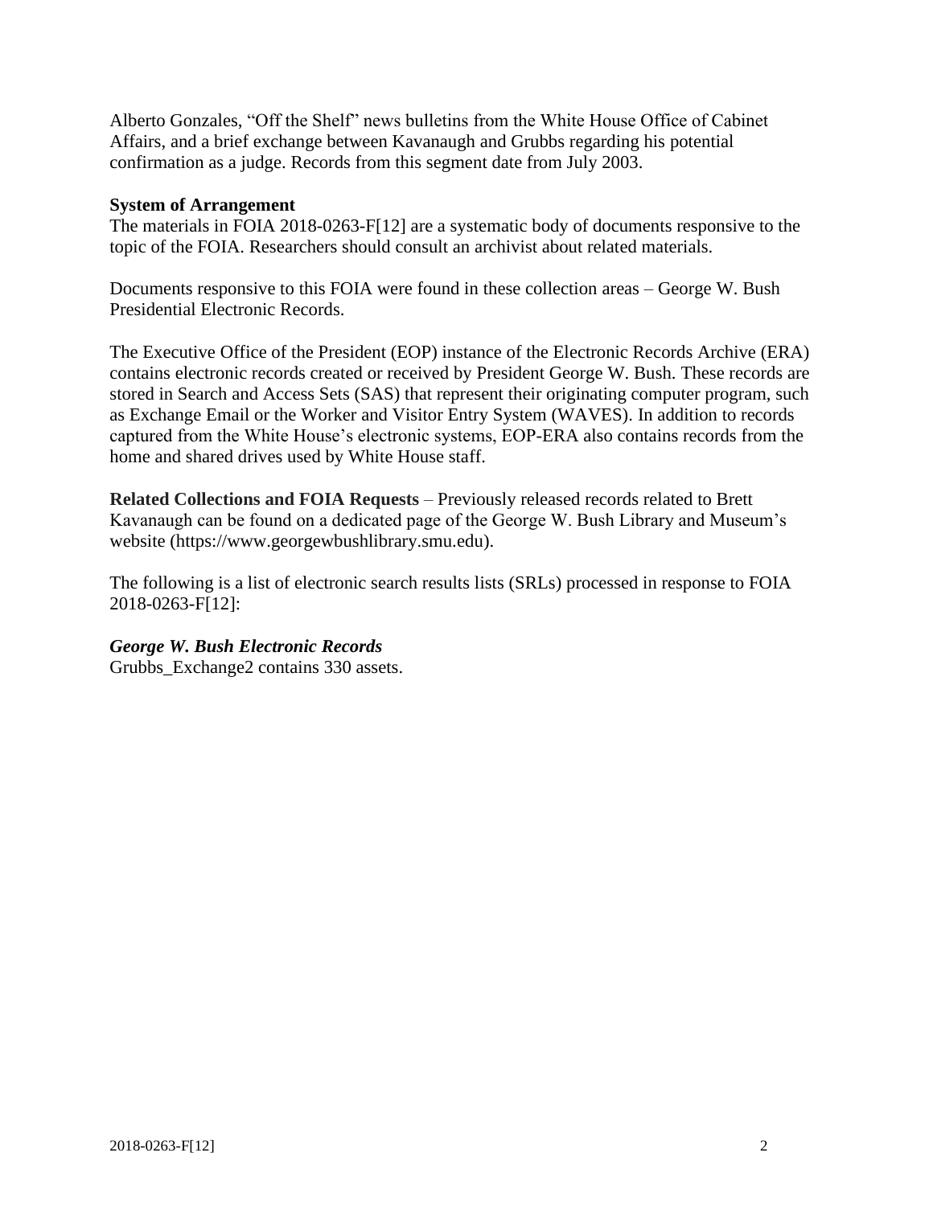Alberto Gonzales, "Off the Shelf" news bulletins from the White House Office of Cabinet Affairs, and a brief exchange between Kavanaugh and Grubbs regarding his potential confirmation as a judge. Records from this segment date from July 2003.

**System of Arrangement**
The materials in FOIA 2018-0263-F[12] are a systematic body of documents responsive to the topic of the FOIA. Researchers should consult an archivist about related materials.

Documents responsive to this FOIA were found in these collection areas – George W. Bush Presidential Electronic Records.

The Executive Office of the President (EOP) instance of the Electronic Records Archive (ERA) contains electronic records created or received by President George W. Bush. These records are stored in Search and Access Sets (SAS) that represent their originating computer program, such as Exchange Email or the Worker and Visitor Entry System (WAVES). In addition to records captured from the White House's electronic systems, EOP-ERA also contains records from the home and shared drives used by White House staff.

**Related Collections and FOIA Requests** – Previously released records related to Brett Kavanaugh can be found on a dedicated page of the George W. Bush Library and Museum's website (https://www.georgewbushlibrary.smu.edu).

The following is a list of electronic search results lists (SRLs) processed in response to FOIA 2018-0263-F[12]:

***George W. Bush Electronic Records***
Grubbs_Exchange2 contains 330 assets.